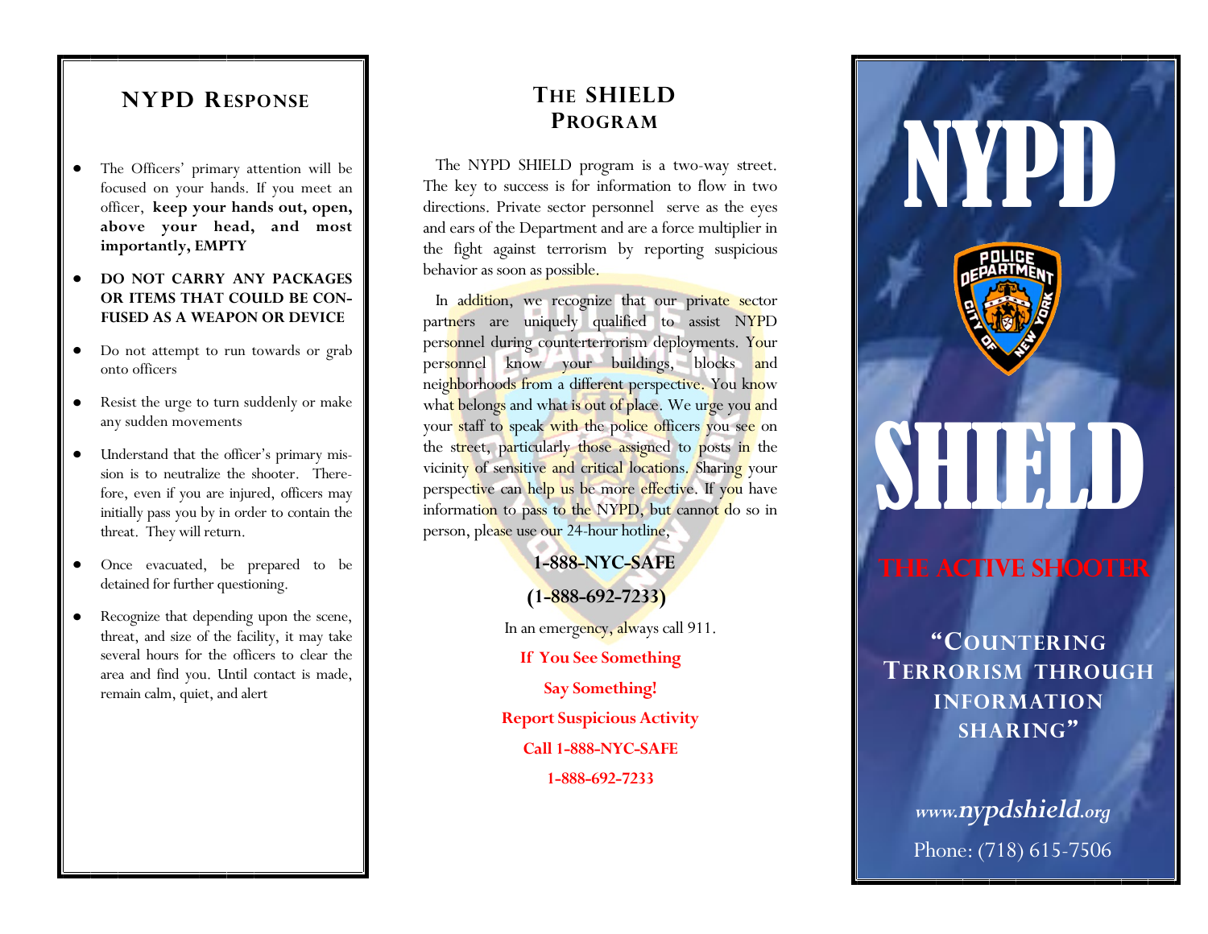## NYPD RESPONSE

- The Officers' primary attention will be focused on your hands. If you meet an officer, **keep your hands out, open, above your head, and most importantly, EMPTY**
- **DO NOT CARRY ANY PACKAGES OR ITEMS THAT COULD BE CONFUSED AS A WEAPON OR DEVICE**
- Do not attempt to run towards or grab onto officers
- Resist the urge to turn suddenly or make any sudden movements
- Understand that the officer's primary mission is to neutralize the shooter. Therefore, even if you are injured, officers may initially pass you by in order to contain the threat. They will return.
- Once evacuated, be prepared to be detained for further questioning.
- Recognize that depending upon the scene, threat, and size of the facility, it may take several hours for the officers to clear the area and find you. Until contact is made, remain calm, quiet, and alert

## THE SHIELD PROGRAM

The NYPD SHIELD program is a two-way street. The key to success is for information to flow in two directions. Private sector personnel serve as the eyes and ears of the Department and are a force multiplier in the fight against terrorism by reporting suspicious behavior as soon as possible.

In addition, we recognize that our private sector partners are uniquely qualified to assist NYPD personnel during counterterrorism deployments. Your personnel know your buildings, blocks and neighborhoods from a different perspective. You know what belongs and what is out of place. We urge you and your staff to speak with the police officers you see on the street, particularly those assigned to posts in the vicinity of sensitive and critical locations. Sharing your perspective can help us be more effective. If you have information to pass to the NYPD, but cannot do so in person, please use our 24-hour hotline,

**1-888-NYC-SAFE**

**(1-888-692-7233)**

In an emergency, always call 911.

**If You See Something**

**Say Something!**

**Report Suspicious Activity**

**Call 1-888-NYC-SAFE**

**1-888-692-7233**

# NYPD

# SHIELD

## THE ACTIVE SHOOTER

**"COUNTERING TERRORISM THROUGH INFORMATION SHARING"**

*www.nypdshield.org*

Phone: (718) 615-7506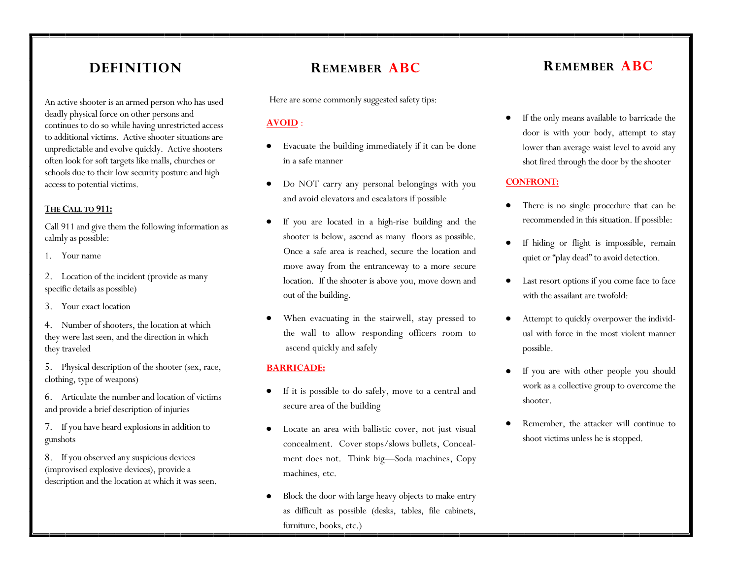## DEFINITION

An active shooter is an armed person who has used deadly physical force on other persons and continues to do so while having unrestricted access to additional victims. Active shooter situations are unpredictable and evolve quickly. Active shooters often look for soft targets like malls, churches or schools due to their low security posture and high access to potential victims.

**THE CALL TO 911:**

Call 911 and give them the following information as calmly as possible:

1. Your name
2. Location of the incident (provide as many specific details as possible)
3. Your exact location
4. Number of shooters, the location at which they were last seen, and the direction in which they traveled
5. Physical description of the shooter (sex, race, clothing, type of weapons)
6. Articulate the number and location of victims and provide a brief description of injuries
7. If you have heard explosions in addition to gunshots
8. If you observed any suspicious devices (improvised explosive devices), provide a description and the location at which it was seen.

## REMEMBER ABC

Here are some commonly suggested safety tips:

**AVOID** :

- Evacuate the building immediately if it can be done in a safe manner
- Do NOT carry any personal belongings with you and avoid elevators and escalators if possible
- If you are located in a high-rise building and the shooter is below, ascend as many floors as possible. Once a safe area is reached, secure the location and move away from the entranceway to a more secure location. If the shooter is above you, move down and out of the building.
- When evacuating in the stairwell, stay pressed to the wall to allow responding officers room to ascend quickly and safely

**BARRICADE:**

- If it is possible to do safely, move to a central and secure area of the building
- Locate an area with ballistic cover, not just visual concealment. Cover stops/slows bullets, Concealment does not. Think big—Soda machines, Copy machines, etc.
- Block the door with large heavy objects to make entry as difficult as possible (desks, tables, file cabinets, furniture, books, etc.)

## REMEMBER ABC

- If the only means available to barricade the door is with your body, attempt to stay lower than average waist level to avoid any shot fired through the door by the shooter

**CONFRONT:**

- There is no single procedure that can be recommended in this situation. If possible:
- If hiding or flight is impossible, remain quiet or "play dead" to avoid detection.
- Last resort options if you come face to face with the assailant are twofold:
- Attempt to quickly overpower the individual with force in the most violent manner possible.
- If you are with other people you should work as a collective group to overcome the shooter.
- Remember, the attacker will continue to shoot victims unless he is stopped.